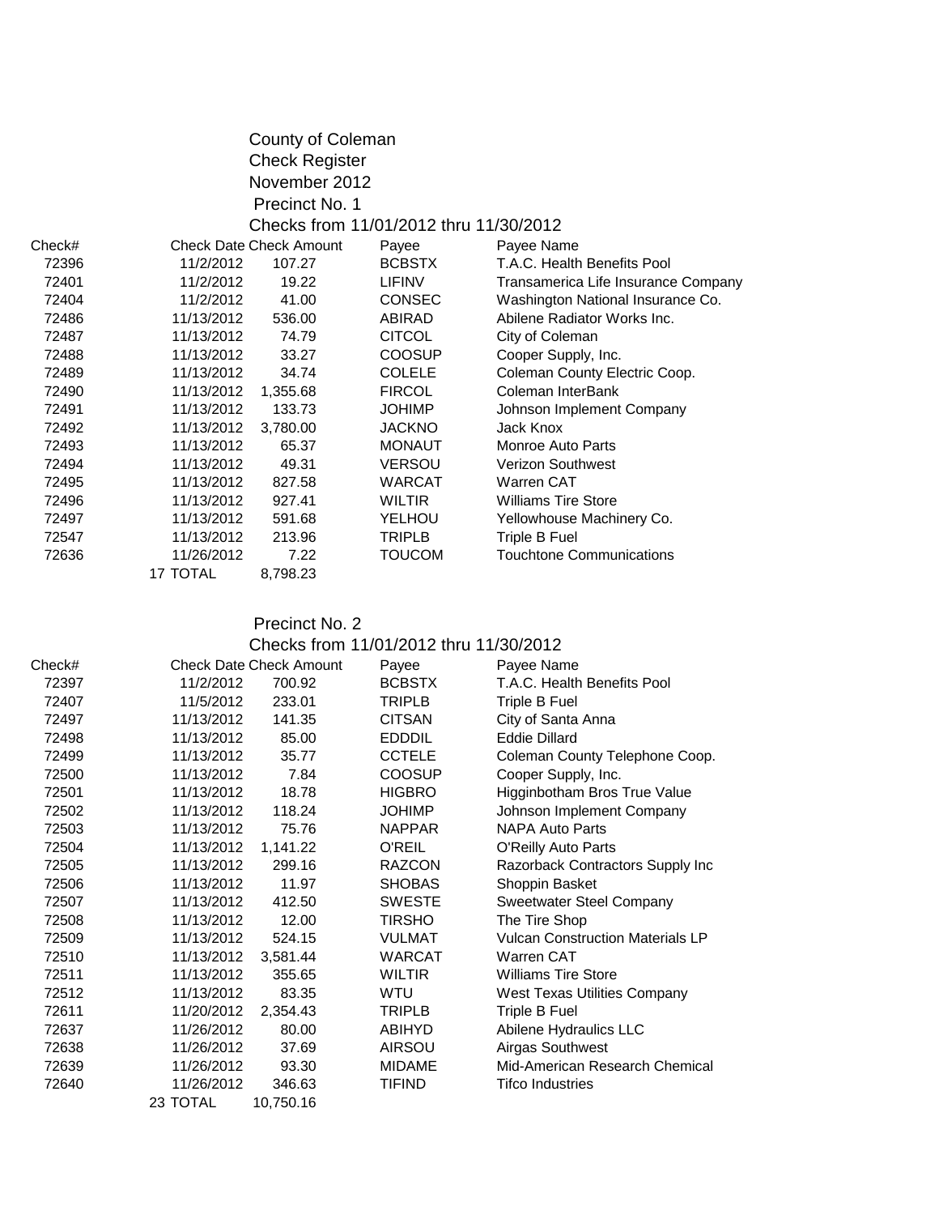# County of Coleman

## Check Register

## November 2012

### Precinct No. 1

Checks from 11/01/2012 thru 11/30/2012

| Check# | Check Date | Check Amount | Payee | Payee Name |
|---|---|---|---|---|
| 72396 | 11/2/2012 | 107.27 | BCBSTX | T.A.C. Health Benefits Pool |
| 72401 | 11/2/2012 | 19.22 | LIFINV | Transamerica Life Insurance Company |
| 72404 | 11/2/2012 | 41.00 | CONSEC | Washington National Insurance Co. |
| 72486 | 11/13/2012 | 536.00 | ABIRAD | Abilene Radiator Works Inc. |
| 72487 | 11/13/2012 | 74.79 | CITCOL | City of Coleman |
| 72488 | 11/13/2012 | 33.27 | COOSUP | Cooper Supply, Inc. |
| 72489 | 11/13/2012 | 34.74 | COLELE | Coleman County Electric Coop. |
| 72490 | 11/13/2012 | 1,355.68 | FIRCOL | Coleman InterBank |
| 72491 | 11/13/2012 | 133.73 | JOHIMP | Johnson Implement Company |
| 72492 | 11/13/2012 | 3,780.00 | JACKNO | Jack Knox |
| 72493 | 11/13/2012 | 65.37 | MONAUT | Monroe Auto Parts |
| 72494 | 11/13/2012 | 49.31 | VERSOU | Verizon Southwest |
| 72495 | 11/13/2012 | 827.58 | WARCAT | Warren CAT |
| 72496 | 11/13/2012 | 927.41 | WILTIR | Williams Tire Store |
| 72497 | 11/13/2012 | 591.68 | YELHOU | Yellowhouse Machinery Co. |
| 72547 | 11/13/2012 | 213.96 | TRIPLB | Triple B Fuel |
| 72636 | 11/26/2012 | 7.22 | TOUCOM | Touchtone Communications |
| | 17 TOTAL | 8,798.23 | | |

### Precinct No. 2

Checks from 11/01/2012 thru 11/30/2012

| Check# | Check Date | Check Amount | Payee | Payee Name |
|---|---|---|---|---|
| 72397 | 11/2/2012 | 700.92 | BCBSTX | T.A.C. Health Benefits Pool |
| 72407 | 11/5/2012 | 233.01 | TRIPLB | Triple B Fuel |
| 72497 | 11/13/2012 | 141.35 | CITSAN | City of Santa Anna |
| 72498 | 11/13/2012 | 85.00 | EDDDIL | Eddie Dillard |
| 72499 | 11/13/2012 | 35.77 | CCTELE | Coleman County Telephone Coop. |
| 72500 | 11/13/2012 | 7.84 | COOSUP | Cooper Supply, Inc. |
| 72501 | 11/13/2012 | 18.78 | HIGBRO | Higginbotham Bros True Value |
| 72502 | 11/13/2012 | 118.24 | JOHIMP | Johnson Implement Company |
| 72503 | 11/13/2012 | 75.76 | NAPPAR | NAPA Auto Parts |
| 72504 | 11/13/2012 | 1,141.22 | O'REIL | O'Reilly Auto Parts |
| 72505 | 11/13/2012 | 299.16 | RAZCON | Razorback Contractors Supply Inc |
| 72506 | 11/13/2012 | 11.97 | SHOBAS | Shoppin Basket |
| 72507 | 11/13/2012 | 412.50 | SWESTE | Sweetwater Steel Company |
| 72508 | 11/13/2012 | 12.00 | TIRSHO | The Tire Shop |
| 72509 | 11/13/2012 | 524.15 | VULMAT | Vulcan Construction Materials LP |
| 72510 | 11/13/2012 | 3,581.44 | WARCAT | Warren CAT |
| 72511 | 11/13/2012 | 355.65 | WILTIR | Williams Tire Store |
| 72512 | 11/13/2012 | 83.35 | WTU | West Texas Utilities Company |
| 72611 | 11/20/2012 | 2,354.43 | TRIPLB | Triple B Fuel |
| 72637 | 11/26/2012 | 80.00 | ABIHYD | Abilene Hydraulics LLC |
| 72638 | 11/26/2012 | 37.69 | AIRSOU | Airgas Southwest |
| 72639 | 11/26/2012 | 93.30 | MIDAME | Mid-American Research Chemical |
| 72640 | 11/26/2012 | 346.63 | TIFIND | Tifco Industries |
| | 23 TOTAL | 10,750.16 | | |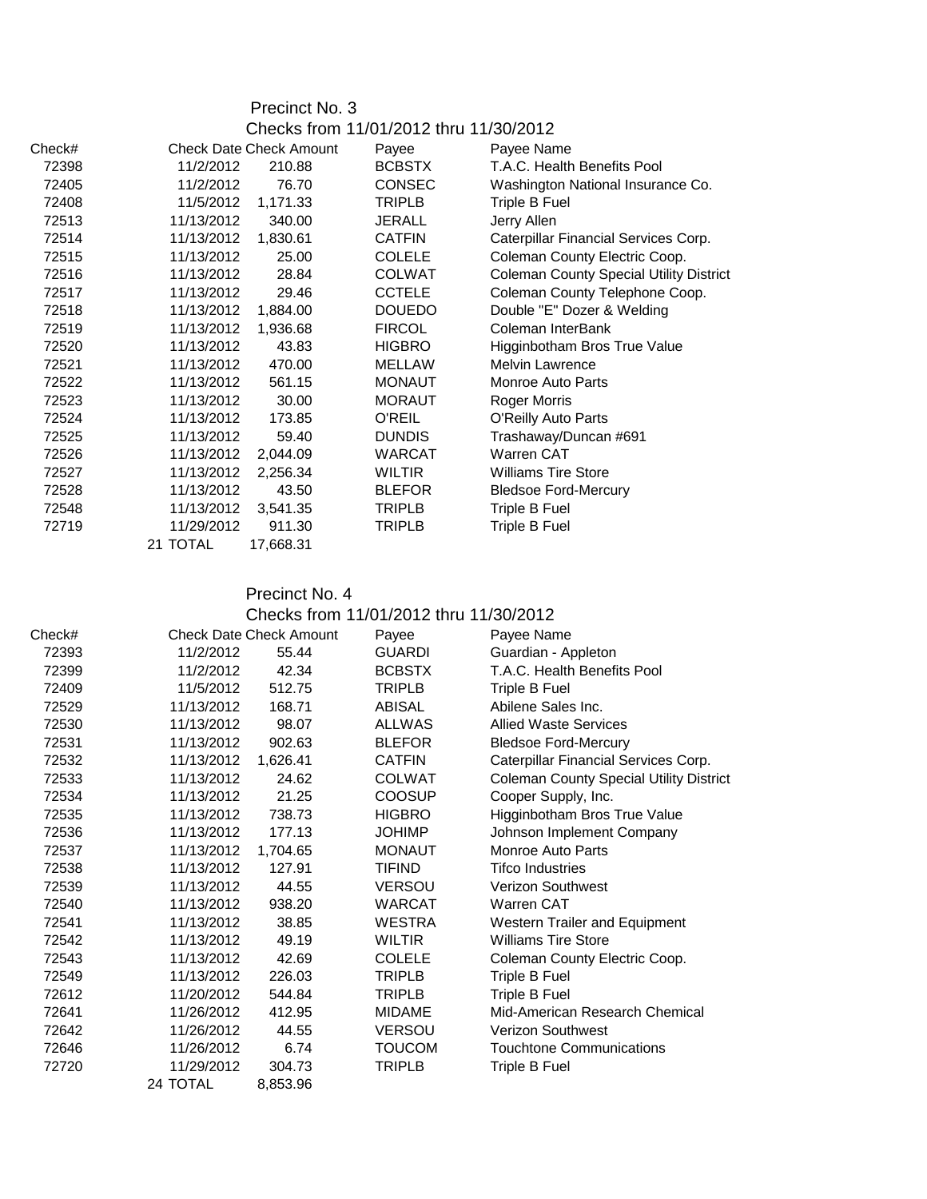## Precinct No. 3

### Checks from 11/01/2012 thru 11/30/2012

| Check# | Check Date | Check Amount | Payee | Payee Name |
|---|---|---|---|---|
| 72398 | 11/2/2012 | 210.88 | BCBSTX | T.A.C. Health Benefits Pool |
| 72405 | 11/2/2012 | 76.70 | CONSEC | Washington National Insurance Co. |
| 72408 | 11/5/2012 | 1,171.33 | TRIPLB | Triple B Fuel |
| 72513 | 11/13/2012 | 340.00 | JERALL | Jerry Allen |
| 72514 | 11/13/2012 | 1,830.61 | CATFIN | Caterpillar Financial Services Corp. |
| 72515 | 11/13/2012 | 25.00 | COLELE | Coleman County Electric Coop. |
| 72516 | 11/13/2012 | 28.84 | COLWAT | Coleman County Special Utility District |
| 72517 | 11/13/2012 | 29.46 | CCTELE | Coleman County Telephone Coop. |
| 72518 | 11/13/2012 | 1,884.00 | DOUEDO | Double "E" Dozer & Welding |
| 72519 | 11/13/2012 | 1,936.68 | FIRCOL | Coleman InterBank |
| 72520 | 11/13/2012 | 43.83 | HIGBRO | Higginbotham Bros True Value |
| 72521 | 11/13/2012 | 470.00 | MELLAW | Melvin Lawrence |
| 72522 | 11/13/2012 | 561.15 | MONAUT | Monroe Auto Parts |
| 72523 | 11/13/2012 | 30.00 | MORAUT | Roger Morris |
| 72524 | 11/13/2012 | 173.85 | O'REIL | O'Reilly Auto Parts |
| 72525 | 11/13/2012 | 59.40 | DUNDIS | Trashaway/Duncan #691 |
| 72526 | 11/13/2012 | 2,044.09 | WARCAT | Warren CAT |
| 72527 | 11/13/2012 | 2,256.34 | WILTIR | Williams Tire Store |
| 72528 | 11/13/2012 | 43.50 | BLEFOR | Bledsoe Ford-Mercury |
| 72548 | 11/13/2012 | 3,541.35 | TRIPLB | Triple B Fuel |
| 72719 | 11/29/2012 | 911.30 | TRIPLB | Triple B Fuel |
| | 21 TOTAL | 17,668.31 | | |

## Precinct No. 4

### Checks from 11/01/2012 thru 11/30/2012

| Check# | Check Date | Check Amount | Payee | Payee Name |
|---|---|---|---|---|
| 72393 | 11/2/2012 | 55.44 | GUARDI | Guardian - Appleton |
| 72399 | 11/2/2012 | 42.34 | BCBSTX | T.A.C. Health Benefits Pool |
| 72409 | 11/5/2012 | 512.75 | TRIPLB | Triple B Fuel |
| 72529 | 11/13/2012 | 168.71 | ABISAL | Abilene Sales Inc. |
| 72530 | 11/13/2012 | 98.07 | ALLWAS | Allied Waste Services |
| 72531 | 11/13/2012 | 902.63 | BLEFOR | Bledsoe Ford-Mercury |
| 72532 | 11/13/2012 | 1,626.41 | CATFIN | Caterpillar Financial Services Corp. |
| 72533 | 11/13/2012 | 24.62 | COLWAT | Coleman County Special Utility District |
| 72534 | 11/13/2012 | 21.25 | COOSUP | Cooper Supply, Inc. |
| 72535 | 11/13/2012 | 738.73 | HIGBRO | Higginbotham Bros True Value |
| 72536 | 11/13/2012 | 177.13 | JOHIMP | Johnson Implement Company |
| 72537 | 11/13/2012 | 1,704.65 | MONAUT | Monroe Auto Parts |
| 72538 | 11/13/2012 | 127.91 | TIFIND | Tifco Industries |
| 72539 | 11/13/2012 | 44.55 | VERSOU | Verizon Southwest |
| 72540 | 11/13/2012 | 938.20 | WARCAT | Warren CAT |
| 72541 | 11/13/2012 | 38.85 | WESTRA | Western Trailer and Equipment |
| 72542 | 11/13/2012 | 49.19 | WILTIR | Williams Tire Store |
| 72543 | 11/13/2012 | 42.69 | COLELE | Coleman County Electric Coop. |
| 72549 | 11/13/2012 | 226.03 | TRIPLB | Triple B Fuel |
| 72612 | 11/20/2012 | 544.84 | TRIPLB | Triple B Fuel |
| 72641 | 11/26/2012 | 412.95 | MIDAME | Mid-American Research Chemical |
| 72642 | 11/26/2012 | 44.55 | VERSOU | Verizon Southwest |
| 72646 | 11/26/2012 | 6.74 | TOUCOM | Touchtone Communications |
| 72720 | 11/29/2012 | 304.73 | TRIPLB | Triple B Fuel |
| | 24 TOTAL | 8,853.96 | | |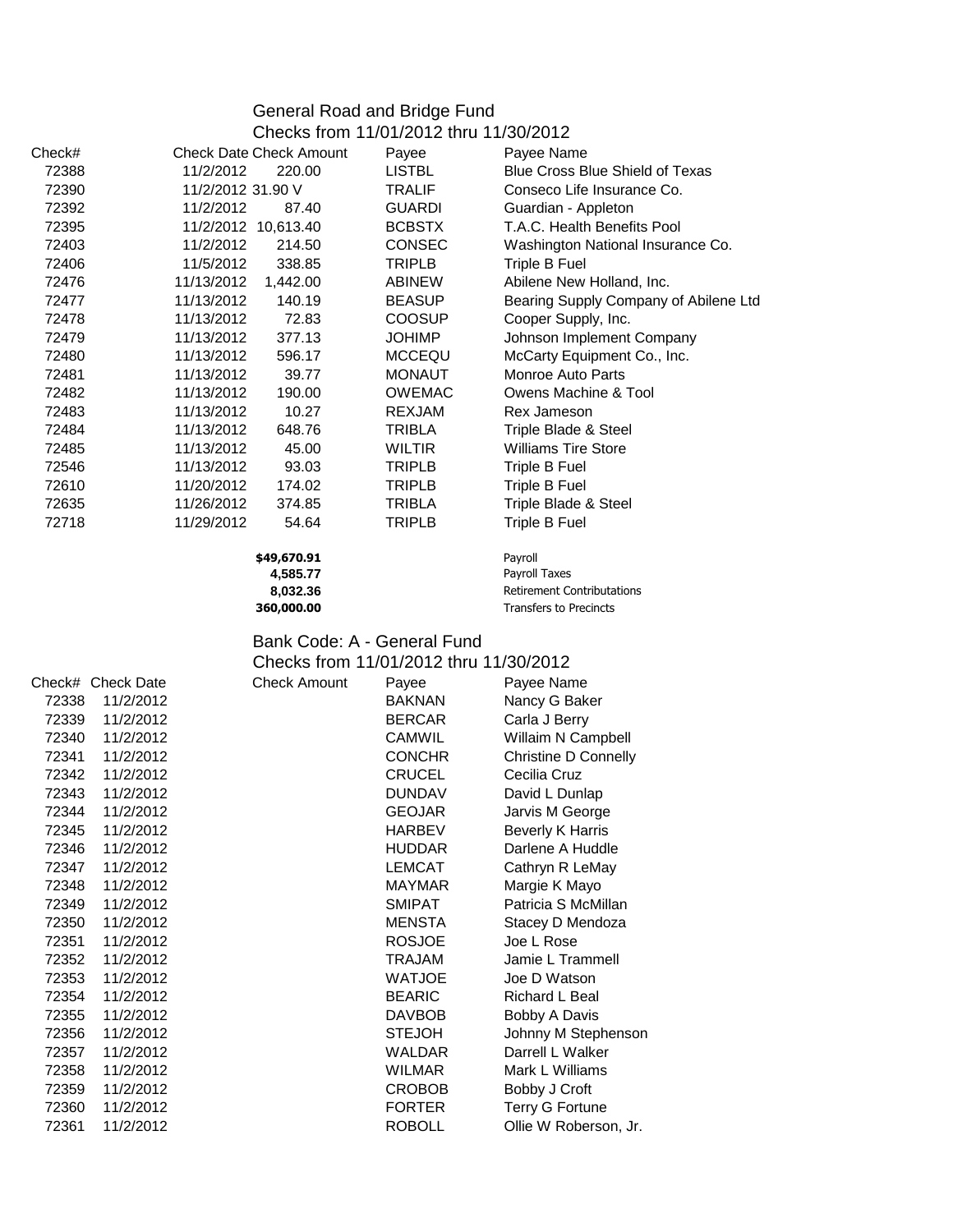## General Road and Bridge Fund

Checks from 11/01/2012 thru 11/30/2012

| Check# | Check Date | Check Amount | Payee | Payee Name |
|---|---|---|---|---|
| 72388 | 11/2/2012 | 220.00 | LISTBL | Blue Cross Blue Shield of Texas |
| 72390 | 11/2/2012 | 31.90 V | TRALIF | Conseco Life Insurance Co. |
| 72392 | 11/2/2012 | 87.40 | GUARDI | Guardian - Appleton |
| 72395 | 11/2/2012 | 10,613.40 | BCBSTX | T.A.C. Health Benefits Pool |
| 72403 | 11/2/2012 | 214.50 | CONSEC | Washington National Insurance Co. |
| 72406 | 11/5/2012 | 338.85 | TRIPLB | Triple B Fuel |
| 72476 | 11/13/2012 | 1,442.00 | ABINEW | Abilene New Holland, Inc. |
| 72477 | 11/13/2012 | 140.19 | BEASUP | Bearing Supply Company of Abilene Ltd |
| 72478 | 11/13/2012 | 72.83 | COOSUP | Cooper Supply, Inc. |
| 72479 | 11/13/2012 | 377.13 | JOHIMP | Johnson Implement Company |
| 72480 | 11/13/2012 | 596.17 | MCCEQU | McCarty Equipment Co., Inc. |
| 72481 | 11/13/2012 | 39.77 | MONAUT | Monroe Auto Parts |
| 72482 | 11/13/2012 | 190.00 | OWEMAC | Owens Machine & Tool |
| 72483 | 11/13/2012 | 10.27 | REXJAM | Rex Jameson |
| 72484 | 11/13/2012 | 648.76 | TRIBLA | Triple Blade & Steel |
| 72485 | 11/13/2012 | 45.00 | WILTIR | Williams Tire Store |
| 72546 | 11/13/2012 | 93.03 | TRIPLB | Triple B Fuel |
| 72610 | 11/20/2012 | 174.02 | TRIPLB | Triple B Fuel |
| 72635 | 11/26/2012 | 374.85 | TRIBLA | Triple Blade & Steel |
| 72718 | 11/29/2012 | 54.64 | TRIPLB | Triple B Fuel |

| Amount | Description |
|---|---|
| **$49,670.91** | Payroll |
| **4,585.77** | Payroll Taxes |
| **8,032.36** | Retirement Contributations |
| **360,000.00** | Transfers to Precincts |

## Bank Code: A - General Fund

Checks from 11/01/2012 thru 11/30/2012

| Check# | Check Date | Check Amount | Payee | Payee Name |
|---|---|---|---|---|
| 72338 | 11/2/2012 | | BAKNAN | Nancy G Baker |
| 72339 | 11/2/2012 | | BERCAR | Carla J Berry |
| 72340 | 11/2/2012 | | CAMWIL | Willaim N Campbell |
| 72341 | 11/2/2012 | | CONCHR | Christine D Connelly |
| 72342 | 11/2/2012 | | CRUCEL | Cecilia Cruz |
| 72343 | 11/2/2012 | | DUNDAV | David L Dunlap |
| 72344 | 11/2/2012 | | GEOJAR | Jarvis M George |
| 72345 | 11/2/2012 | | HARBEV | Beverly K Harris |
| 72346 | 11/2/2012 | | HUDDAR | Darlene A Huddle |
| 72347 | 11/2/2012 | | LEMCAT | Cathryn R LeMay |
| 72348 | 11/2/2012 | | MAYMAR | Margie K Mayo |
| 72349 | 11/2/2012 | | SMIPAT | Patricia S McMillan |
| 72350 | 11/2/2012 | | MENSTA | Stacey D Mendoza |
| 72351 | 11/2/2012 | | ROSJOE | Joe L Rose |
| 72352 | 11/2/2012 | | TRAJAM | Jamie L Trammell |
| 72353 | 11/2/2012 | | WATJOE | Joe D Watson |
| 72354 | 11/2/2012 | | BEARIC | Richard L Beal |
| 72355 | 11/2/2012 | | DAVBOB | Bobby A Davis |
| 72356 | 11/2/2012 | | STEJOH | Johnny M Stephenson |
| 72357 | 11/2/2012 | | WALDAR | Darrell L Walker |
| 72358 | 11/2/2012 | | WILMAR | Mark L Williams |
| 72359 | 11/2/2012 | | CROBOB | Bobby J Croft |
| 72360 | 11/2/2012 | | FORTER | Terry G Fortune |
| 72361 | 11/2/2012 | | ROBOLL | Ollie W Roberson, Jr. |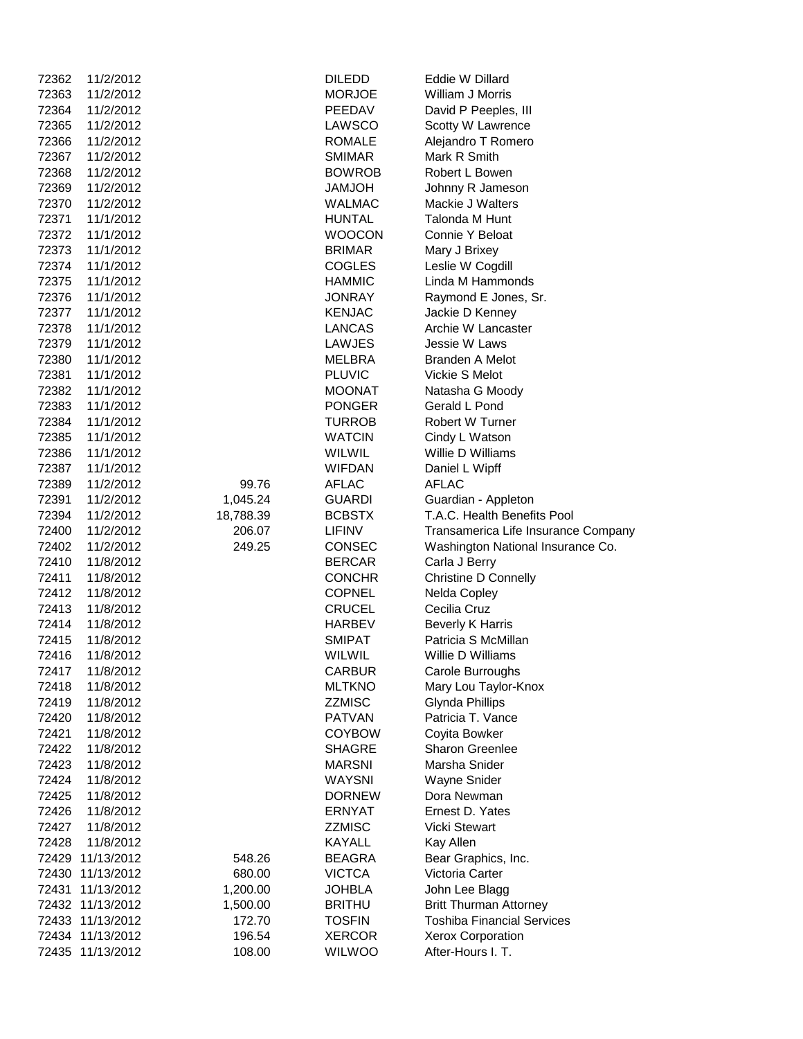| | | | | |
|---|---|---|---|---|
| 72362 | 11/2/2012 | | DILEDD | Eddie W Dillard |
| 72363 | 11/2/2012 | | MORJOE | William J Morris |
| 72364 | 11/2/2012 | | PEEDAV | David P Peeples, III |
| 72365 | 11/2/2012 | | LAWSCO | Scotty W Lawrence |
| 72366 | 11/2/2012 | | ROMALE | Alejandro T Romero |
| 72367 | 11/2/2012 | | SMIMAR | Mark R Smith |
| 72368 | 11/2/2012 | | BOWROB | Robert L Bowen |
| 72369 | 11/2/2012 | | JAMJOH | Johnny R Jameson |
| 72370 | 11/2/2012 | | WALMAC | Mackie J Walters |
| 72371 | 11/1/2012 | | HUNTAL | Talonda M Hunt |
| 72372 | 11/1/2012 | | WOOCON | Connie Y Beloat |
| 72373 | 11/1/2012 | | BRIMAR | Mary J Brixey |
| 72374 | 11/1/2012 | | COGLES | Leslie W Cogdill |
| 72375 | 11/1/2012 | | HAMMIC | Linda M Hammonds |
| 72376 | 11/1/2012 | | JONRAY | Raymond E Jones, Sr. |
| 72377 | 11/1/2012 | | KENJAC | Jackie D Kenney |
| 72378 | 11/1/2012 | | LANCAS | Archie W Lancaster |
| 72379 | 11/1/2012 | | LAWJES | Jessie W Laws |
| 72380 | 11/1/2012 | | MELBRA | Branden A Melot |
| 72381 | 11/1/2012 | | PLUVIC | Vickie S Melot |
| 72382 | 11/1/2012 | | MOONAT | Natasha G Moody |
| 72383 | 11/1/2012 | | PONGER | Gerald L Pond |
| 72384 | 11/1/2012 | | TURROB | Robert W Turner |
| 72385 | 11/1/2012 | | WATCIN | Cindy L Watson |
| 72386 | 11/1/2012 | | WILWIL | Willie D Williams |
| 72387 | 11/1/2012 | | WIFDAN | Daniel L Wipff |
| 72389 | 11/2/2012 | 99.76 | AFLAC | AFLAC |
| 72391 | 11/2/2012 | 1,045.24 | GUARDI | Guardian - Appleton |
| 72394 | 11/2/2012 | 18,788.39 | BCBSTX | T.A.C. Health Benefits Pool |
| 72400 | 11/2/2012 | 206.07 | LIFINV | Transamerica Life Insurance Company |
| 72402 | 11/2/2012 | 249.25 | CONSEC | Washington National Insurance Co. |
| 72410 | 11/8/2012 | | BERCAR | Carla J Berry |
| 72411 | 11/8/2012 | | CONCHR | Christine D Connelly |
| 72412 | 11/8/2012 | | COPNEL | Nelda Copley |
| 72413 | 11/8/2012 | | CRUCEL | Cecilia Cruz |
| 72414 | 11/8/2012 | | HARBEV | Beverly K Harris |
| 72415 | 11/8/2012 | | SMIPAT | Patricia S McMillan |
| 72416 | 11/8/2012 | | WILWIL | Willie D Williams |
| 72417 | 11/8/2012 | | CARBUR | Carole Burroughs |
| 72418 | 11/8/2012 | | MLTKNO | Mary Lou Taylor-Knox |
| 72419 | 11/8/2012 | | ZZMISC | Glynda Phillips |
| 72420 | 11/8/2012 | | PATVAN | Patricia T. Vance |
| 72421 | 11/8/2012 | | COYBOW | Coyita Bowker |
| 72422 | 11/8/2012 | | SHAGRE | Sharon Greenlee |
| 72423 | 11/8/2012 | | MARSNI | Marsha Snider |
| 72424 | 11/8/2012 | | WAYSNI | Wayne Snider |
| 72425 | 11/8/2012 | | DORNEW | Dora Newman |
| 72426 | 11/8/2012 | | ERNYAT | Ernest D. Yates |
| 72427 | 11/8/2012 | | ZZMISC | Vicki Stewart |
| 72428 | 11/8/2012 | | KAYALL | Kay Allen |
| 72429 | 11/13/2012 | 548.26 | BEAGRA | Bear Graphics, Inc. |
| 72430 | 11/13/2012 | 680.00 | VICTCA | Victoria Carter |
| 72431 | 11/13/2012 | 1,200.00 | JOHBLA | John Lee Blagg |
| 72432 | 11/13/2012 | 1,500.00 | BRITHU | Britt Thurman Attorney |
| 72433 | 11/13/2012 | 172.70 | TOSFIN | Toshiba Financial Services |
| 72434 | 11/13/2012 | 196.54 | XERCOR | Xerox Corporation |
| 72435 | 11/13/2012 | 108.00 | WILWOO | After-Hours I. T. |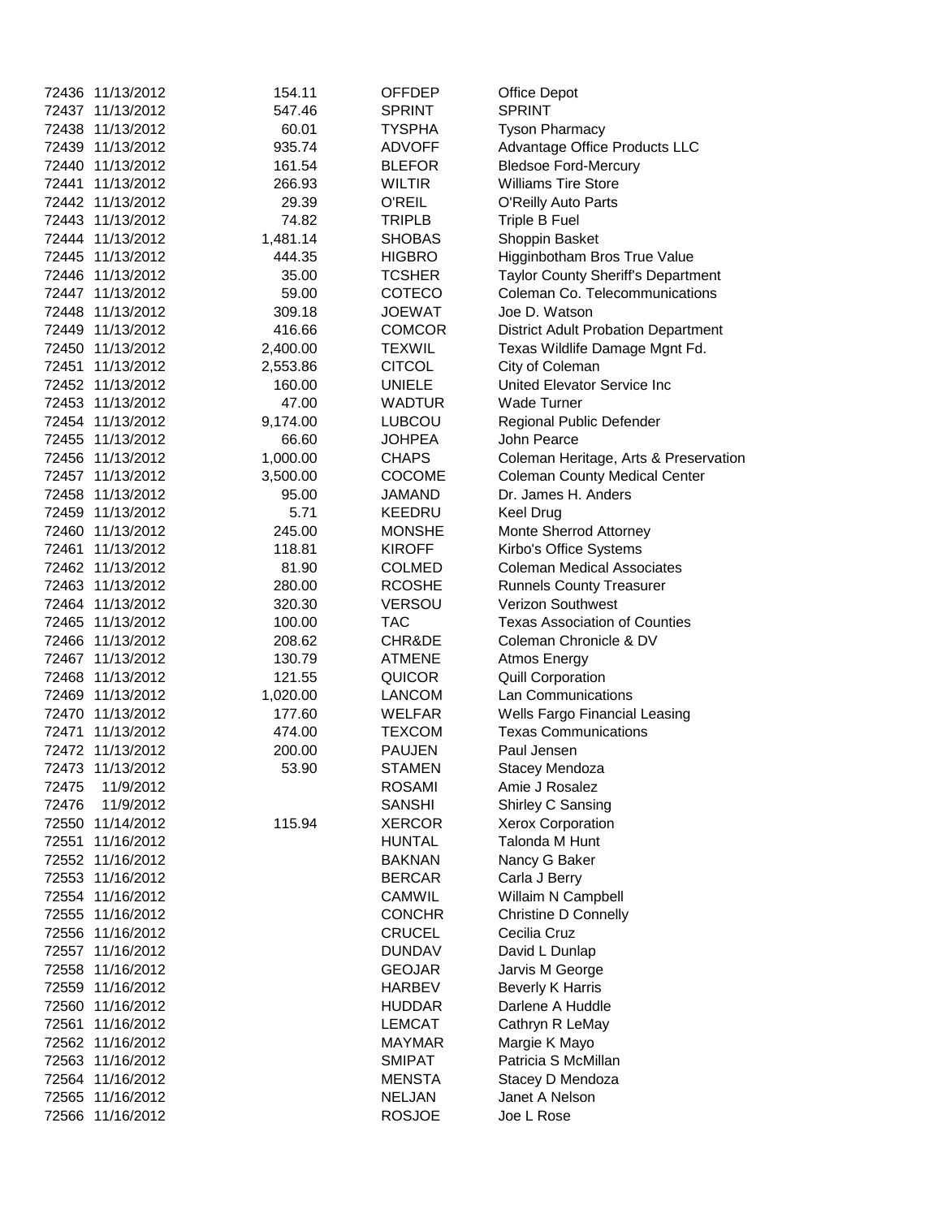| | | | | |
|---|---|---|---|---|
| 72436 | 11/13/2012 | 154.11 | OFFDEP | Office Depot |
| 72437 | 11/13/2012 | 547.46 | SPRINT | SPRINT |
| 72438 | 11/13/2012 | 60.01 | TYSPHA | Tyson Pharmacy |
| 72439 | 11/13/2012 | 935.74 | ADVOFF | Advantage Office Products LLC |
| 72440 | 11/13/2012 | 161.54 | BLEFOR | Bledsoe Ford-Mercury |
| 72441 | 11/13/2012 | 266.93 | WILTIR | Williams Tire Store |
| 72442 | 11/13/2012 | 29.39 | O'REIL | O'Reilly Auto Parts |
| 72443 | 11/13/2012 | 74.82 | TRIPLB | Triple B Fuel |
| 72444 | 11/13/2012 | 1,481.14 | SHOBAS | Shoppin Basket |
| 72445 | 11/13/2012 | 444.35 | HIGBRO | Higginbotham Bros True Value |
| 72446 | 11/13/2012 | 35.00 | TCSHER | Taylor County Sheriff's Department |
| 72447 | 11/13/2012 | 59.00 | COTECO | Coleman Co. Telecommunications |
| 72448 | 11/13/2012 | 309.18 | JOEWAT | Joe D. Watson |
| 72449 | 11/13/2012 | 416.66 | COMCOR | District Adult Probation Department |
| 72450 | 11/13/2012 | 2,400.00 | TEXWIL | Texas Wildlife Damage Mgnt Fd. |
| 72451 | 11/13/2012 | 2,553.86 | CITCOL | City of Coleman |
| 72452 | 11/13/2012 | 160.00 | UNIELE | United Elevator Service Inc |
| 72453 | 11/13/2012 | 47.00 | WADTUR | Wade Turner |
| 72454 | 11/13/2012 | 9,174.00 | LUBCOU | Regional Public Defender |
| 72455 | 11/13/2012 | 66.60 | JOHPEA | John Pearce |
| 72456 | 11/13/2012 | 1,000.00 | CHAPS | Coleman Heritage, Arts & Preservation |
| 72457 | 11/13/2012 | 3,500.00 | COCOME | Coleman County Medical Center |
| 72458 | 11/13/2012 | 95.00 | JAMAND | Dr. James H. Anders |
| 72459 | 11/13/2012 | 5.71 | KEEDRU | Keel Drug |
| 72460 | 11/13/2012 | 245.00 | MONSHE | Monte Sherrod Attorney |
| 72461 | 11/13/2012 | 118.81 | KIROFF | Kirbo's Office Systems |
| 72462 | 11/13/2012 | 81.90 | COLMED | Coleman Medical Associates |
| 72463 | 11/13/2012 | 280.00 | RCOSHE | Runnels County Treasurer |
| 72464 | 11/13/2012 | 320.30 | VERSOU | Verizon Southwest |
| 72465 | 11/13/2012 | 100.00 | TAC | Texas Association of Counties |
| 72466 | 11/13/2012 | 208.62 | CHR&DE | Coleman Chronicle & DV |
| 72467 | 11/13/2012 | 130.79 | ATMENE | Atmos Energy |
| 72468 | 11/13/2012 | 121.55 | QUICOR | Quill Corporation |
| 72469 | 11/13/2012 | 1,020.00 | LANCOM | Lan Communications |
| 72470 | 11/13/2012 | 177.60 | WELFAR | Wells Fargo Financial Leasing |
| 72471 | 11/13/2012 | 474.00 | TEXCOM | Texas Communications |
| 72472 | 11/13/2012 | 200.00 | PAUJEN | Paul Jensen |
| 72473 | 11/13/2012 | 53.90 | STAMEN | Stacey Mendoza |
| 72475 | 11/9/2012 | | ROSAMI | Amie J Rosalez |
| 72476 | 11/9/2012 | | SANSHI | Shirley C Sansing |
| 72550 | 11/14/2012 | 115.94 | XERCOR | Xerox Corporation |
| 72551 | 11/16/2012 | | HUNTAL | Talonda M Hunt |
| 72552 | 11/16/2012 | | BAKNAN | Nancy G Baker |
| 72553 | 11/16/2012 | | BERCAR | Carla J Berry |
| 72554 | 11/16/2012 | | CAMWIL | Willaim N Campbell |
| 72555 | 11/16/2012 | | CONCHR | Christine D Connelly |
| 72556 | 11/16/2012 | | CRUCEL | Cecilia Cruz |
| 72557 | 11/16/2012 | | DUNDAV | David L Dunlap |
| 72558 | 11/16/2012 | | GEOJAR | Jarvis M George |
| 72559 | 11/16/2012 | | HARBEV | Beverly K Harris |
| 72560 | 11/16/2012 | | HUDDAR | Darlene A Huddle |
| 72561 | 11/16/2012 | | LEMCAT | Cathryn R LeMay |
| 72562 | 11/16/2012 | | MAYMAR | Margie K Mayo |
| 72563 | 11/16/2012 | | SMIPAT | Patricia S McMillan |
| 72564 | 11/16/2012 | | MENSTA | Stacey D Mendoza |
| 72565 | 11/16/2012 | | NELJAN | Janet A Nelson |
| 72566 | 11/16/2012 | | ROSJOE | Joe L Rose |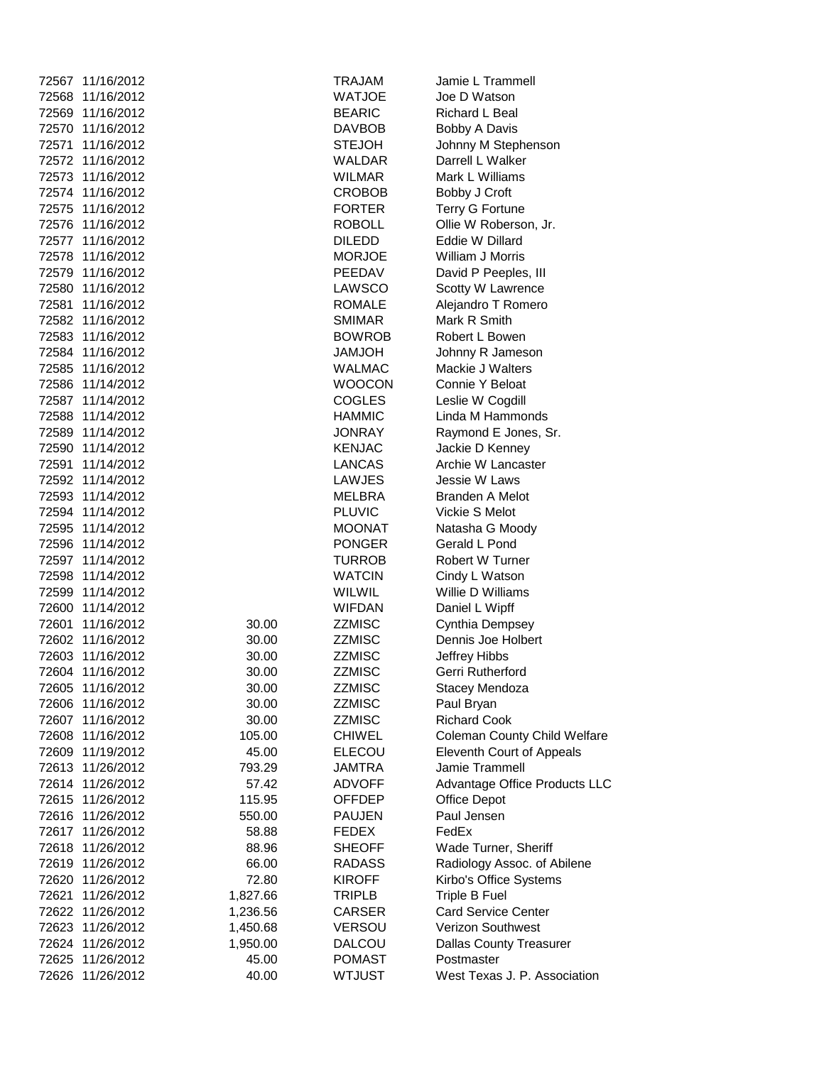| | | | | |
|---|---|---|---|---|
| 72567 | 11/16/2012 | | TRAJAM | Jamie L Trammell |
| 72568 | 11/16/2012 | | WATJOE | Joe D Watson |
| 72569 | 11/16/2012 | | BEARIC | Richard L Beal |
| 72570 | 11/16/2012 | | DAVBOB | Bobby A Davis |
| 72571 | 11/16/2012 | | STEJOH | Johnny M Stephenson |
| 72572 | 11/16/2012 | | WALDAR | Darrell L Walker |
| 72573 | 11/16/2012 | | WILMAR | Mark L Williams |
| 72574 | 11/16/2012 | | CROBOB | Bobby J Croft |
| 72575 | 11/16/2012 | | FORTER | Terry G Fortune |
| 72576 | 11/16/2012 | | ROBOLL | Ollie W Roberson, Jr. |
| 72577 | 11/16/2012 | | DILEDD | Eddie W Dillard |
| 72578 | 11/16/2012 | | MORJOE | William J Morris |
| 72579 | 11/16/2012 | | PEEDAV | David P Peeples, III |
| 72580 | 11/16/2012 | | LAWSCO | Scotty W Lawrence |
| 72581 | 11/16/2012 | | ROMALE | Alejandro T Romero |
| 72582 | 11/16/2012 | | SMIMAR | Mark R Smith |
| 72583 | 11/16/2012 | | BOWROB | Robert L Bowen |
| 72584 | 11/16/2012 | | JAMJOH | Johnny R Jameson |
| 72585 | 11/16/2012 | | WALMAC | Mackie J Walters |
| 72586 | 11/14/2012 | | WOOCON | Connie Y Beloat |
| 72587 | 11/14/2012 | | COGLES | Leslie W Cogdill |
| 72588 | 11/14/2012 | | HAMMIC | Linda M Hammonds |
| 72589 | 11/14/2012 | | JONRAY | Raymond E Jones, Sr. |
| 72590 | 11/14/2012 | | KENJAC | Jackie D Kenney |
| 72591 | 11/14/2012 | | LANCAS | Archie W Lancaster |
| 72592 | 11/14/2012 | | LAWJES | Jessie W Laws |
| 72593 | 11/14/2012 | | MELBRA | Branden A Melot |
| 72594 | 11/14/2012 | | PLUVIC | Vickie S Melot |
| 72595 | 11/14/2012 | | MOONAT | Natasha G Moody |
| 72596 | 11/14/2012 | | PONGER | Gerald L Pond |
| 72597 | 11/14/2012 | | TURROB | Robert W Turner |
| 72598 | 11/14/2012 | | WATCIN | Cindy L Watson |
| 72599 | 11/14/2012 | | WILWIL | Willie D Williams |
| 72600 | 11/14/2012 | | WIFDAN | Daniel L Wipff |
| 72601 | 11/16/2012 | 30.00 | ZZMISC | Cynthia Dempsey |
| 72602 | 11/16/2012 | 30.00 | ZZMISC | Dennis Joe Holbert |
| 72603 | 11/16/2012 | 30.00 | ZZMISC | Jeffrey Hibbs |
| 72604 | 11/16/2012 | 30.00 | ZZMISC | Gerri Rutherford |
| 72605 | 11/16/2012 | 30.00 | ZZMISC | Stacey Mendoza |
| 72606 | 11/16/2012 | 30.00 | ZZMISC | Paul Bryan |
| 72607 | 11/16/2012 | 30.00 | ZZMISC | Richard Cook |
| 72608 | 11/16/2012 | 105.00 | CHIWEL | Coleman County Child Welfare |
| 72609 | 11/19/2012 | 45.00 | ELECOU | Eleventh Court of Appeals |
| 72613 | 11/26/2012 | 793.29 | JAMTRA | Jamie Trammell |
| 72614 | 11/26/2012 | 57.42 | ADVOFF | Advantage Office Products LLC |
| 72615 | 11/26/2012 | 115.95 | OFFDEP | Office Depot |
| 72616 | 11/26/2012 | 550.00 | PAUJEN | Paul Jensen |
| 72617 | 11/26/2012 | 58.88 | FEDEX | FedEx |
| 72618 | 11/26/2012 | 88.96 | SHEOFF | Wade Turner, Sheriff |
| 72619 | 11/26/2012 | 66.00 | RADASS | Radiology Assoc. of Abilene |
| 72620 | 11/26/2012 | 72.80 | KIROFF | Kirbo's Office Systems |
| 72621 | 11/26/2012 | 1,827.66 | TRIPLB | Triple B Fuel |
| 72622 | 11/26/2012 | 1,236.56 | CARSER | Card Service Center |
| 72623 | 11/26/2012 | 1,450.68 | VERSOU | Verizon Southwest |
| 72624 | 11/26/2012 | 1,950.00 | DALCOU | Dallas County Treasurer |
| 72625 | 11/26/2012 | 45.00 | POMAST | Postmaster |
| 72626 | 11/26/2012 | 40.00 | WTJUST | West Texas J. P. Association |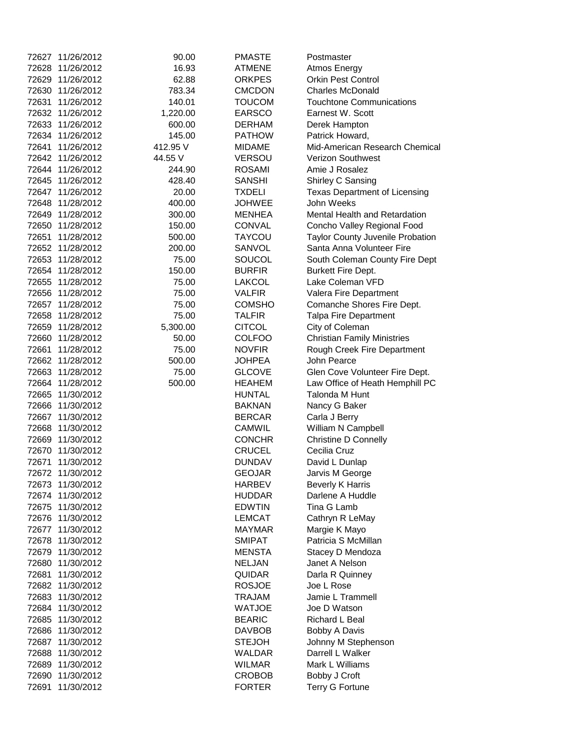| | | | | |
|---|---|---|---|---|
| 72627 | 11/26/2012 | 90.00 | PMASTE | Postmaster |
| 72628 | 11/26/2012 | 16.93 | ATMENE | Atmos Energy |
| 72629 | 11/26/2012 | 62.88 | ORKPES | Orkin Pest Control |
| 72630 | 11/26/2012 | 783.34 | CMCDON | Charles McDonald |
| 72631 | 11/26/2012 | 140.01 | TOUCOM | Touchtone Communications |
| 72632 | 11/26/2012 | 1,220.00 | EARSCO | Earnest W. Scott |
| 72633 | 11/26/2012 | 600.00 | DERHAM | Derek Hampton |
| 72634 | 11/26/2012 | 145.00 | PATHOW | Patrick Howard, |
| 72641 | 11/26/2012 | 412.95 V | MIDAME | Mid-American Research Chemical |
| 72642 | 11/26/2012 | 44.55 V | VERSOU | Verizon Southwest |
| 72644 | 11/26/2012 | 244.90 | ROSAMI | Amie J Rosalez |
| 72645 | 11/26/2012 | 428.40 | SANSHI | Shirley C Sansing |
| 72647 | 11/26/2012 | 20.00 | TXDELI | Texas Department of Licensing |
| 72648 | 11/28/2012 | 400.00 | JOHWEE | John Weeks |
| 72649 | 11/28/2012 | 300.00 | MENHEA | Mental Health and Retardation |
| 72650 | 11/28/2012 | 150.00 | CONVAL | Concho Valley Regional Food |
| 72651 | 11/28/2012 | 500.00 | TAYCOU | Taylor County Juvenile Probation |
| 72652 | 11/28/2012 | 200.00 | SANVOL | Santa Anna Volunteer Fire |
| 72653 | 11/28/2012 | 75.00 | SOUCOL | South Coleman County Fire Dept |
| 72654 | 11/28/2012 | 150.00 | BURFIR | Burkett Fire Dept. |
| 72655 | 11/28/2012 | 75.00 | LAKCOL | Lake Coleman VFD |
| 72656 | 11/28/2012 | 75.00 | VALFIR | Valera Fire Department |
| 72657 | 11/28/2012 | 75.00 | COMSHO | Comanche Shores Fire Dept. |
| 72658 | 11/28/2012 | 75.00 | TALFIR | Talpa Fire Department |
| 72659 | 11/28/2012 | 5,300.00 | CITCOL | City of Coleman |
| 72660 | 11/28/2012 | 50.00 | COLFOO | Christian Family Ministries |
| 72661 | 11/28/2012 | 75.00 | NOVFIR | Rough Creek Fire Department |
| 72662 | 11/28/2012 | 500.00 | JOHPEA | John Pearce |
| 72663 | 11/28/2012 | 75.00 | GLCOVE | Glen Cove Volunteer Fire Dept. |
| 72664 | 11/28/2012 | 500.00 | HEAHEM | Law Office of Heath Hemphill PC |
| 72665 | 11/30/2012 | | HUNTAL | Talonda M Hunt |
| 72666 | 11/30/2012 | | BAKNAN | Nancy G Baker |
| 72667 | 11/30/2012 | | BERCAR | Carla J Berry |
| 72668 | 11/30/2012 | | CAMWIL | William N Campbell |
| 72669 | 11/30/2012 | | CONCHR | Christine D Connelly |
| 72670 | 11/30/2012 | | CRUCEL | Cecilia Cruz |
| 72671 | 11/30/2012 | | DUNDAV | David L Dunlap |
| 72672 | 11/30/2012 | | GEOJAR | Jarvis M George |
| 72673 | 11/30/2012 | | HARBEV | Beverly K Harris |
| 72674 | 11/30/2012 | | HUDDAR | Darlene A Huddle |
| 72675 | 11/30/2012 | | EDWTIN | Tina G Lamb |
| 72676 | 11/30/2012 | | LEMCAT | Cathryn R LeMay |
| 72677 | 11/30/2012 | | MAYMAR | Margie K Mayo |
| 72678 | 11/30/2012 | | SMIPAT | Patricia S McMillan |
| 72679 | 11/30/2012 | | MENSTA | Stacey D Mendoza |
| 72680 | 11/30/2012 | | NELJAN | Janet A Nelson |
| 72681 | 11/30/2012 | | QUIDAR | Darla R Quinney |
| 72682 | 11/30/2012 | | ROSJOE | Joe L Rose |
| 72683 | 11/30/2012 | | TRAJAM | Jamie L Trammell |
| 72684 | 11/30/2012 | | WATJOE | Joe D Watson |
| 72685 | 11/30/2012 | | BEARIC | Richard L Beal |
| 72686 | 11/30/2012 | | DAVBOB | Bobby A Davis |
| 72687 | 11/30/2012 | | STEJOH | Johnny M Stephenson |
| 72688 | 11/30/2012 | | WALDAR | Darrell L Walker |
| 72689 | 11/30/2012 | | WILMAR | Mark L Williams |
| 72690 | 11/30/2012 | | CROBOB | Bobby J Croft |
| 72691 | 11/30/2012 | | FORTER | Terry G Fortune |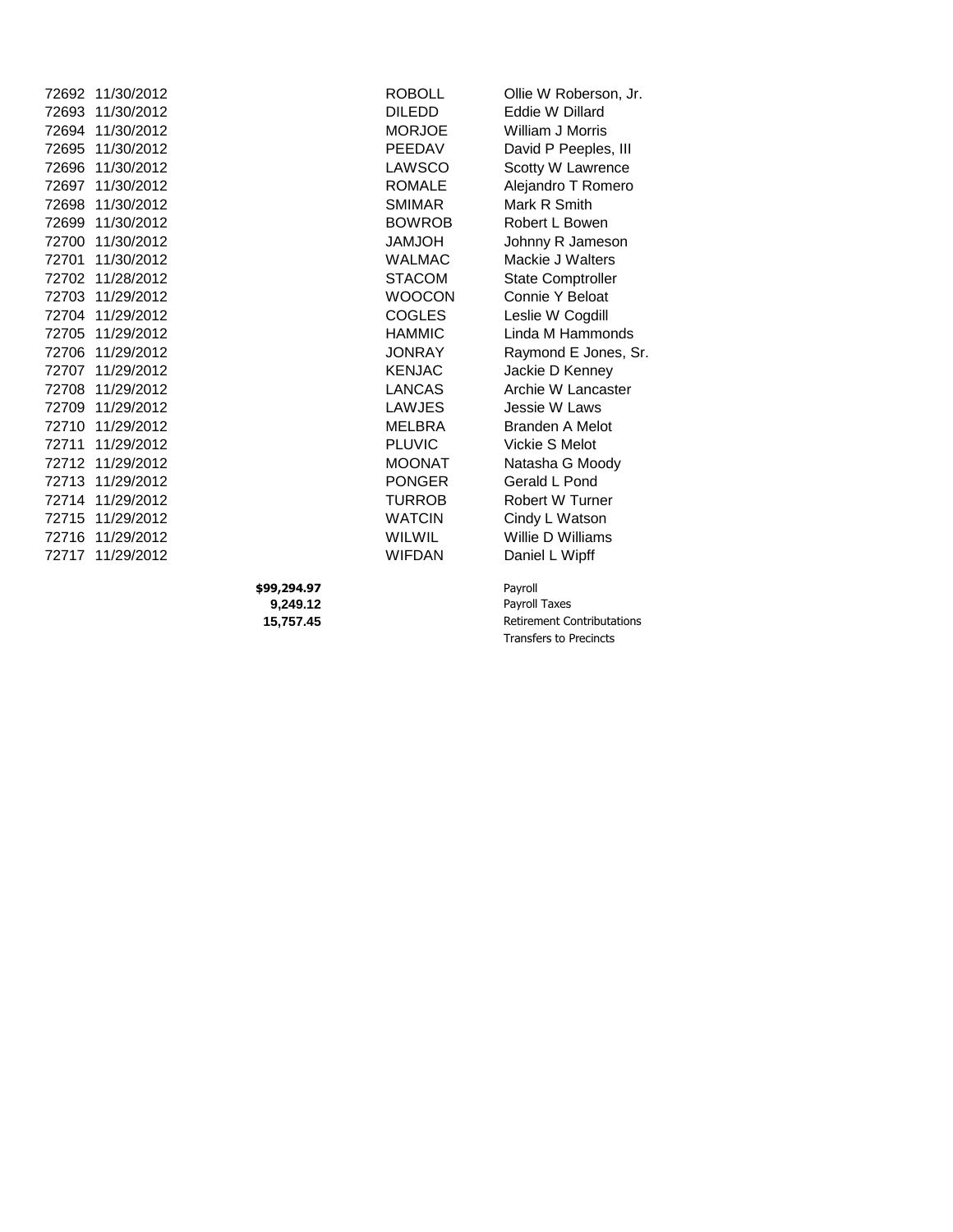| | | | |
|---|---|---|---|
| 72692 | 11/30/2012 | ROBOLL | Ollie W Roberson, Jr. |
| 72693 | 11/30/2012 | DILEDD | Eddie W Dillard |
| 72694 | 11/30/2012 | MORJOE | William J Morris |
| 72695 | 11/30/2012 | PEEDAV | David P Peeples, III |
| 72696 | 11/30/2012 | LAWSCO | Scotty W Lawrence |
| 72697 | 11/30/2012 | ROMALE | Alejandro T Romero |
| 72698 | 11/30/2012 | SMIMAR | Mark R Smith |
| 72699 | 11/30/2012 | BOWROB | Robert L Bowen |
| 72700 | 11/30/2012 | JAMJOH | Johnny R Jameson |
| 72701 | 11/30/2012 | WALMAC | Mackie J Walters |
| 72702 | 11/28/2012 | STACOM | State Comptroller |
| 72703 | 11/29/2012 | WOOCON | Connie Y Beloat |
| 72704 | 11/29/2012 | COGLES | Leslie W Cogdill |
| 72705 | 11/29/2012 | HAMMIC | Linda M Hammonds |
| 72706 | 11/29/2012 | JONRAY | Raymond E Jones, Sr. |
| 72707 | 11/29/2012 | KENJAC | Jackie D Kenney |
| 72708 | 11/29/2012 | LANCAS | Archie W Lancaster |
| 72709 | 11/29/2012 | LAWJES | Jessie W Laws |
| 72710 | 11/29/2012 | MELBRA | Branden A Melot |
| 72711 | 11/29/2012 | PLUVIC | Vickie S Melot |
| 72712 | 11/29/2012 | MOONAT | Natasha G Moody |
| 72713 | 11/29/2012 | PONGER | Gerald L Pond |
| 72714 | 11/29/2012 | TURROB | Robert W Turner |
| 72715 | 11/29/2012 | WATCIN | Cindy L Watson |
| 72716 | 11/29/2012 | WILWIL | Willie D Williams |
| 72717 | 11/29/2012 | WIFDAN | Daniel L Wipff |

| | |
|---|---|
| **$99,294.97** | Payroll |
| **9,249.12** | Payroll Taxes |
| **15,757.45** | Retirement Contributations |
| | Transfers to Precincts |